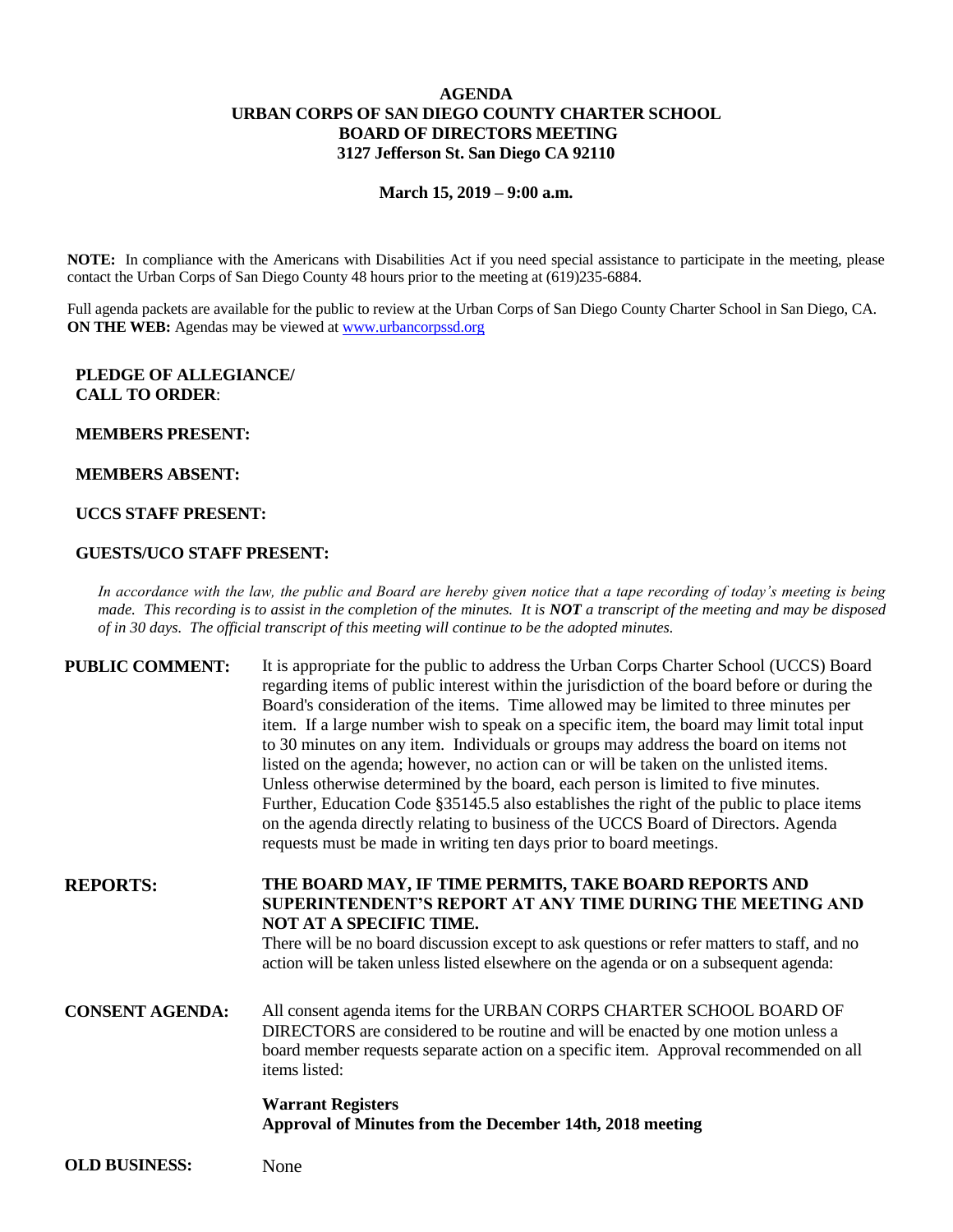# AGENDA
## URBAN CORPS OF SAN DIEGO COUNTY CHARTER SCHOOL
## BOARD OF DIRECTORS MEETING
## 3127 Jefferson St. San Diego CA 92110

**March 15, 2019 – 9:00 a.m.**

**NOTE:** In compliance with the Americans with Disabilities Act if you need special assistance to participate in the meeting, please contact the Urban Corps of San Diego County 48 hours prior to the meeting at (619)235-6884.

Full agenda packets are available for the public to review at the Urban Corps of San Diego County Charter School in San Diego, CA.
**ON THE WEB:** Agendas may be viewed at www.urbancorpssd.org

**PLEDGE OF ALLEGIANCE/**
**CALL TO ORDER**:

**MEMBERS PRESENT:**

**MEMBERS ABSENT:**

**UCCS STAFF PRESENT:**

**GUESTS/UCO STAFF PRESENT:**

*In accordance with the law, the public and Board are hereby given notice that a tape recording of today's meeting is being made. This recording is to assist in the completion of the minutes. It is **NOT** a transcript of the meeting and may be disposed of in 30 days. The official transcript of this meeting will continue to be the adopted minutes.*

**PUBLIC COMMENT:** It is appropriate for the public to address the Urban Corps Charter School (UCCS) Board regarding items of public interest within the jurisdiction of the board before or during the Board's consideration of the items. Time allowed may be limited to three minutes per item. If a large number wish to speak on a specific item, the board may limit total input to 30 minutes on any item. Individuals or groups may address the board on items not listed on the agenda; however, no action can or will be taken on the unlisted items. Unless otherwise determined by the board, each person is limited to five minutes. Further, Education Code §35145.5 also establishes the right of the public to place items on the agenda directly relating to business of the UCCS Board of Directors. Agenda requests must be made in writing ten days prior to board meetings.

**REPORTS:** **THE BOARD MAY, IF TIME PERMITS, TAKE BOARD REPORTS AND SUPERINTENDENT'S REPORT AT ANY TIME DURING THE MEETING AND NOT AT A SPECIFIC TIME.**
There will be no board discussion except to ask questions or refer matters to staff, and no action will be taken unless listed elsewhere on the agenda or on a subsequent agenda:

**CONSENT AGENDA:** All consent agenda items for the URBAN CORPS CHARTER SCHOOL BOARD OF DIRECTORS are considered to be routine and will be enacted by one motion unless a board member requests separate action on a specific item. Approval recommended on all items listed:

**Warrant Registers**
**Approval of Minutes from the December 14th, 2018 meeting**

**OLD BUSINESS:** None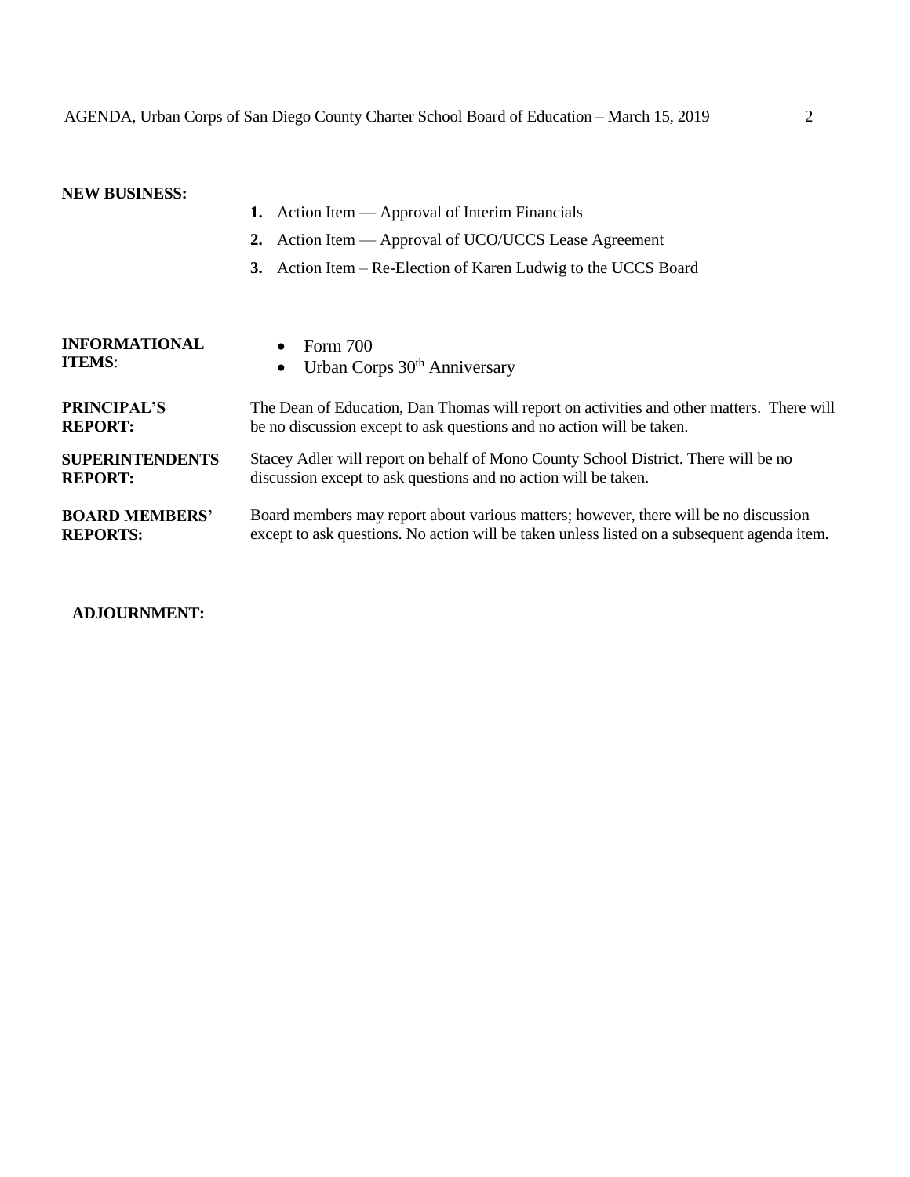**NEW BUSINESS:**

1. Action Item — Approval of Interim Financials
2. Action Item — Approval of UCO/UCCS Lease Agreement
3. Action Item – Re-Election of Karen Ludwig to the UCCS Board

**INFORMATIONAL ITEMS**:

- Form 700
- Urban Corps 30th Anniversary

**PRINCIPAL'S REPORT:** The Dean of Education, Dan Thomas will report on activities and other matters. There will be no discussion except to ask questions and no action will be taken.

**SUPERINTENDENTS REPORT:** Stacey Adler will report on behalf of Mono County School District. There will be no discussion except to ask questions and no action will be taken.

**BOARD MEMBERS' REPORTS:** Board members may report about various matters; however, there will be no discussion except to ask questions. No action will be taken unless listed on a subsequent agenda item.

**ADJOURNMENT:**